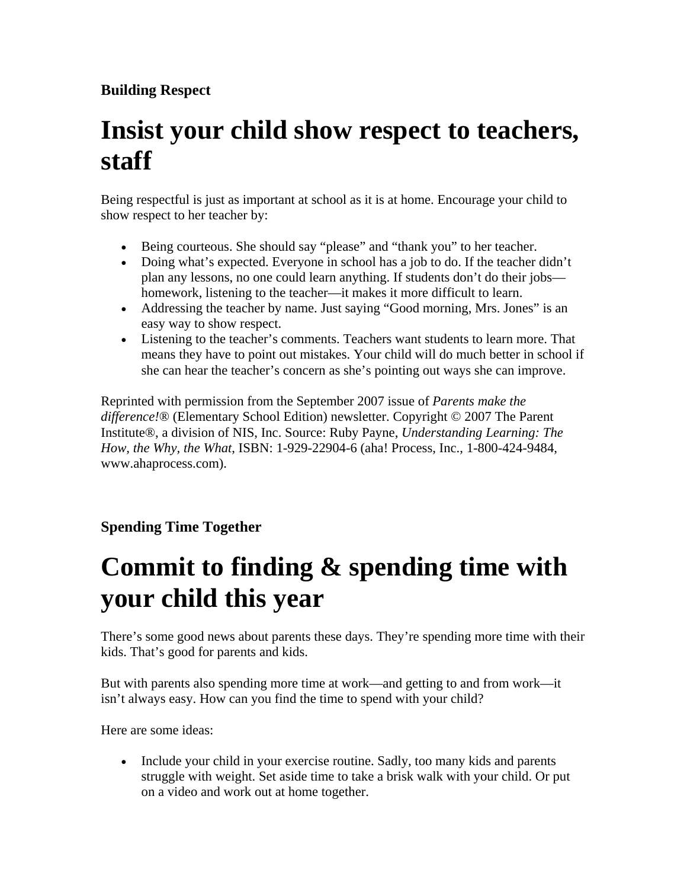**Building Respect**

# Insist your child show respect to teachers, staff

Being respectful is just as important at school as it is at home. Encourage your child to show respect to her teacher by:

- Being courteous. She should say “please” and “thank you” to her teacher.
- Doing what’s expected. Everyone in school has a job to do. If the teacher didn’t plan any lessons, no one could learn anything. If students don’t do their jobs—homework, listening to the teacher—it makes it more difficult to learn.
- Addressing the teacher by name. Just saying “Good morning, Mrs. Jones” is an easy way to show respect.
- Listening to the teacher’s comments. Teachers want students to learn more. That means they have to point out mistakes. Your child will do much better in school if she can hear the teacher’s concern as she’s pointing out ways she can improve.

Reprinted with permission from the September 2007 issue of *Parents make the difference!*® (Elementary School Edition) newsletter. Copyright © 2007 The Parent Institute®, a division of NIS, Inc. Source: Ruby Payne, *Understanding Learning: The How, the Why, the What*, ISBN: 1-929-22904-6 (aha! Process, Inc., 1-800-424-9484, www.ahaprocess.com).

**Spending Time Together**

# Commit to finding & spending time with your child this year

There’s some good news about parents these days. They’re spending more time with their kids. That’s good for parents and kids.

But with parents also spending more time at work—and getting to and from work—it isn’t always easy. How can you find the time to spend with your child?

Here are some ideas:

- Include your child in your exercise routine. Sadly, too many kids and parents struggle with weight. Set aside time to take a brisk walk with your child. Or put on a video and work out at home together.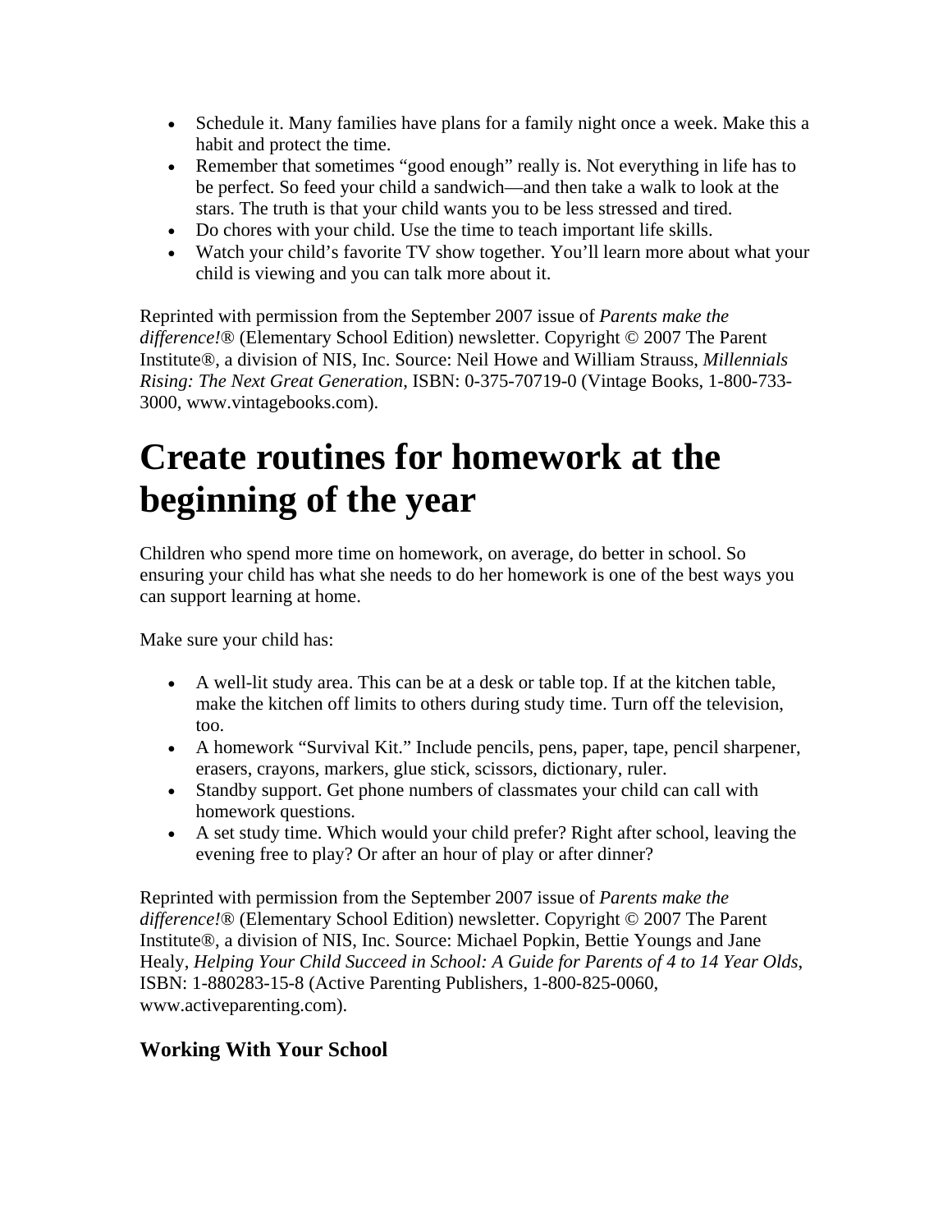- Schedule it. Many families have plans for a family night once a week. Make this a habit and protect the time.
- Remember that sometimes "good enough" really is. Not everything in life has to be perfect. So feed your child a sandwich—and then take a walk to look at the stars. The truth is that your child wants you to be less stressed and tired.
- Do chores with your child. Use the time to teach important life skills.
- Watch your child's favorite TV show together. You'll learn more about what your child is viewing and you can talk more about it.

Reprinted with permission from the September 2007 issue of *Parents make the difference!*® (Elementary School Edition) newsletter. Copyright © 2007 The Parent Institute®, a division of NIS, Inc. Source: Neil Howe and William Strauss, *Millennials Rising: The Next Great Generation*, ISBN: 0-375-70719-0 (Vintage Books, 1-800-733-3000, www.vintagebooks.com).

# Create routines for homework at the beginning of the year

Children who spend more time on homework, on average, do better in school. So ensuring your child has what she needs to do her homework is one of the best ways you can support learning at home.

Make sure your child has:

- A well-lit study area. This can be at a desk or table top. If at the kitchen table, make the kitchen off limits to others during study time. Turn off the television, too.
- A homework "Survival Kit." Include pencils, pens, paper, tape, pencil sharpener, erasers, crayons, markers, glue stick, scissors, dictionary, ruler.
- Standby support. Get phone numbers of classmates your child can call with homework questions.
- A set study time. Which would your child prefer? Right after school, leaving the evening free to play? Or after an hour of play or after dinner?

Reprinted with permission from the September 2007 issue of *Parents make the difference!*® (Elementary School Edition) newsletter. Copyright © 2007 The Parent Institute®, a division of NIS, Inc. Source: Michael Popkin, Bettie Youngs and Jane Healy, *Helping Your Child Succeed in School: A Guide for Parents of 4 to 14 Year Olds*, ISBN: 1-880283-15-8 (Active Parenting Publishers, 1-800-825-0060, www.activeparenting.com).

### Working With Your School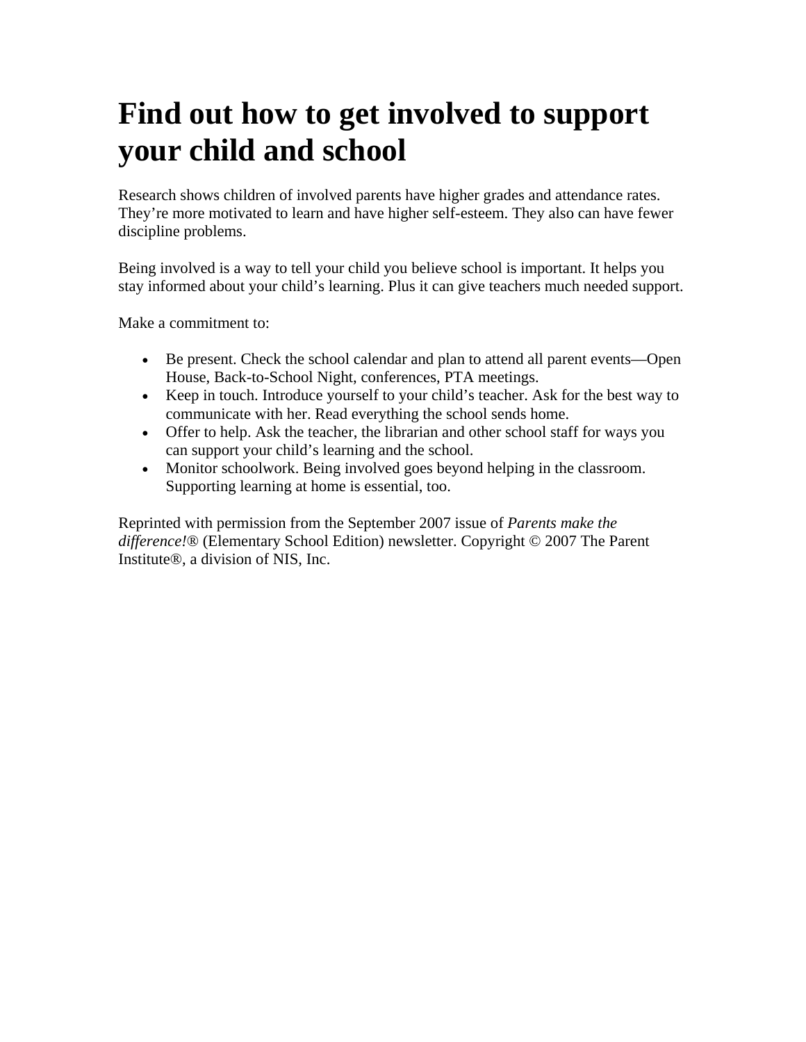# Find out how to get involved to support your child and school

Research shows children of involved parents have higher grades and attendance rates. They're more motivated to learn and have higher self-esteem. They also can have fewer discipline problems.

Being involved is a way to tell your child you believe school is important. It helps you stay informed about your child's learning. Plus it can give teachers much needed support.

Make a commitment to:

- Be present. Check the school calendar and plan to attend all parent events—Open House, Back-to-School Night, conferences, PTA meetings.
- Keep in touch. Introduce yourself to your child's teacher. Ask for the best way to communicate with her. Read everything the school sends home.
- Offer to help. Ask the teacher, the librarian and other school staff for ways you can support your child's learning and the school.
- Monitor schoolwork. Being involved goes beyond helping in the classroom. Supporting learning at home is essential, too.

Reprinted with permission from the September 2007 issue of *Parents make the difference!*® (Elementary School Edition) newsletter. Copyright © 2007 The Parent Institute®, a division of NIS, Inc.